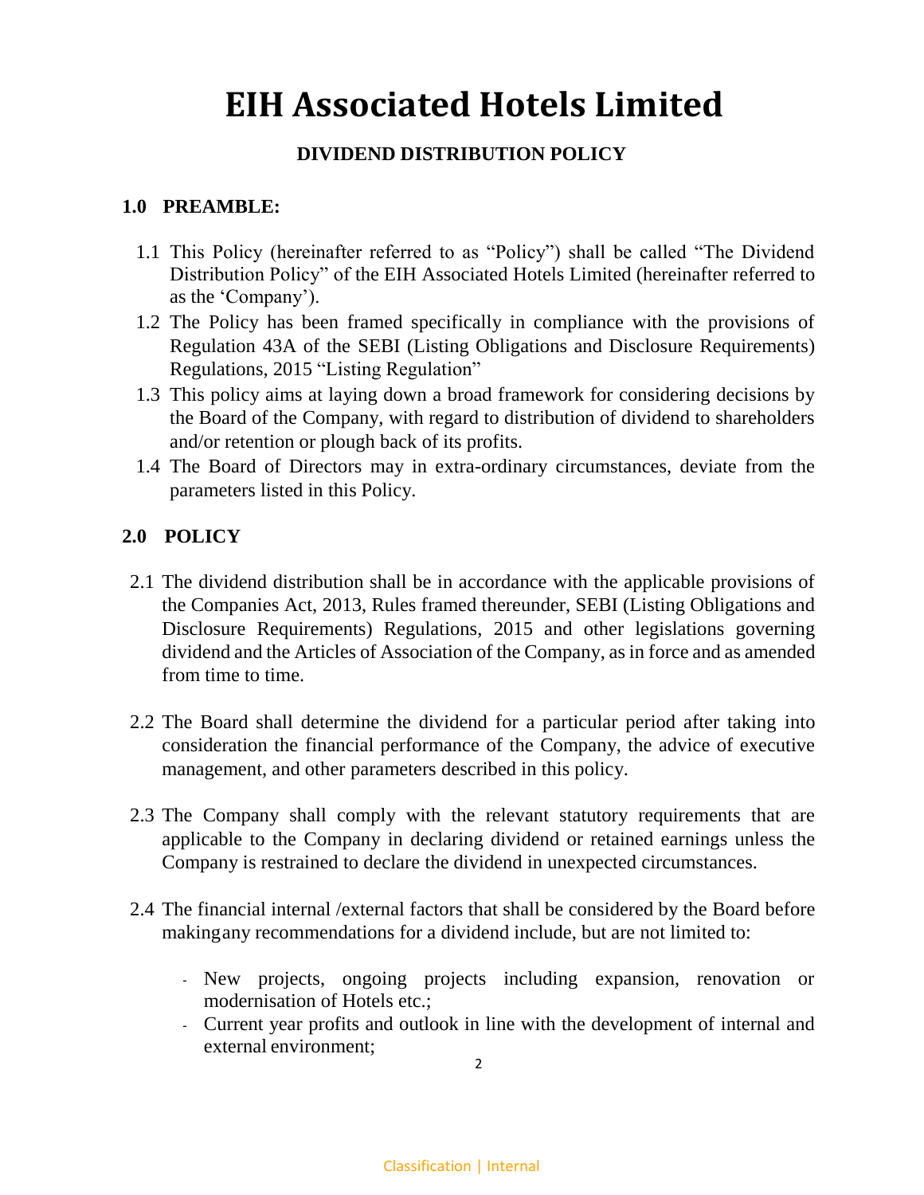# EIH Associated Hotels Limited

### DIVIDEND DISTRIBUTION POLICY

## 1.0 PREAMBLE:

1.1 This Policy (hereinafter referred to as "Policy") shall be called "The Dividend Distribution Policy" of the EIH Associated Hotels Limited (hereinafter referred to as the 'Company').

1.2 The Policy has been framed specifically in compliance with the provisions of Regulation 43A of the SEBI (Listing Obligations and Disclosure Requirements) Regulations, 2015 "Listing Regulation"

1.3 This policy aims at laying down a broad framework for considering decisions by the Board of the Company, with regard to distribution of dividend to shareholders and/or retention or plough back of its profits.

1.4 The Board of Directors may in extra-ordinary circumstances, deviate from the parameters listed in this Policy.

## 2.0 POLICY

2.1 The dividend distribution shall be in accordance with the applicable provisions of the Companies Act, 2013, Rules framed thereunder, SEBI (Listing Obligations and Disclosure Requirements) Regulations, 2015 and other legislations governing dividend and the Articles of Association of the Company, as in force and as amended from time to time.

2.2 The Board shall determine the dividend for a particular period after taking into consideration the financial performance of the Company, the advice of executive management, and other parameters described in this policy.

2.3 The Company shall comply with the relevant statutory requirements that are applicable to the Company in declaring dividend or retained earnings unless the Company is restrained to declare the dividend in unexpected circumstances.

2.4 The financial internal /external factors that shall be considered by the Board before making any recommendations for a dividend include, but are not limited to:

- New projects, ongoing projects including expansion, renovation or modernisation of Hotels etc.;
- Current year profits and outlook in line with the development of internal and external environment;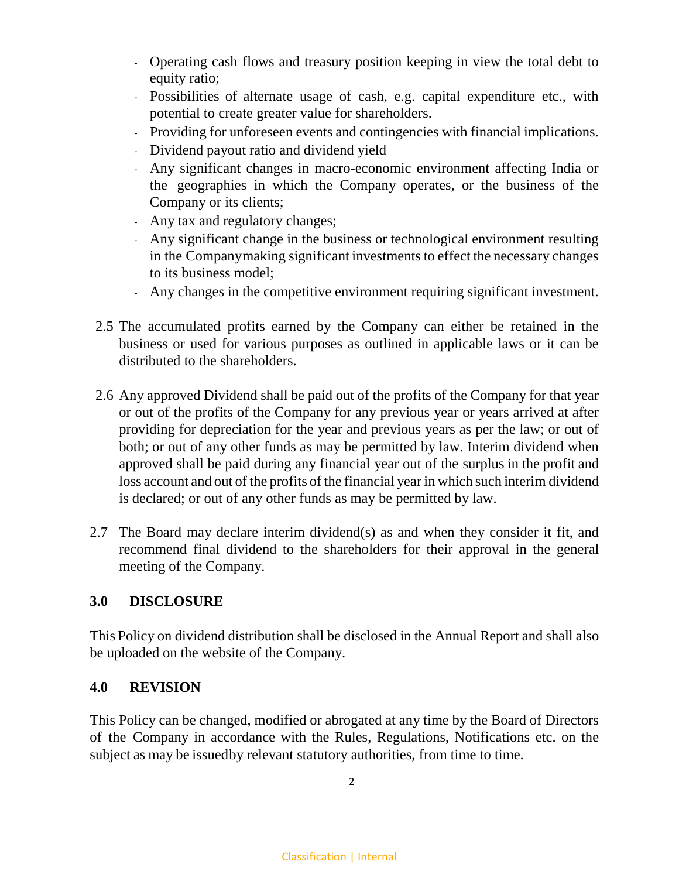- Operating cash flows and treasury position keeping in view the total debt to equity ratio;
- Possibilities of alternate usage of cash, e.g. capital expenditure etc., with potential to create greater value for shareholders.
- Providing for unforeseen events and contingencies with financial implications.
- Dividend payout ratio and dividend yield
- Any significant changes in macro-economic environment affecting India or the geographies in which the Company operates, or the business of the Company or its clients;
- Any tax and regulatory changes;
- Any significant change in the business or technological environment resulting in the Companymaking significant investments to effect the necessary changes to its business model;
- Any changes in the competitive environment requiring significant investment.

2.5 The accumulated profits earned by the Company can either be retained in the business or used for various purposes as outlined in applicable laws or it can be distributed to the shareholders.

2.6 Any approved Dividend shall be paid out of the profits of the Company for that year or out of the profits of the Company for any previous year or years arrived at after providing for depreciation for the year and previous years as per the law; or out of both; or out of any other funds as may be permitted by law. Interim dividend when approved shall be paid during any financial year out of the surplus in the profit and loss account and out of the profits of the financial year in which such interim dividend is declared; or out of any other funds as may be permitted by law.

2.7 The Board may declare interim dividend(s) as and when they consider it fit, and recommend final dividend to the shareholders for their approval in the general meeting of the Company.

## 3.0 DISCLOSURE

This Policy on dividend distribution shall be disclosed in the Annual Report and shall also be uploaded on the website of the Company.

## 4.0 REVISION

This Policy can be changed, modified or abrogated at any time by the Board of Directors of the Company in accordance with the Rules, Regulations, Notifications etc. on the subject as may be issuedby relevant statutory authorities, from time to time.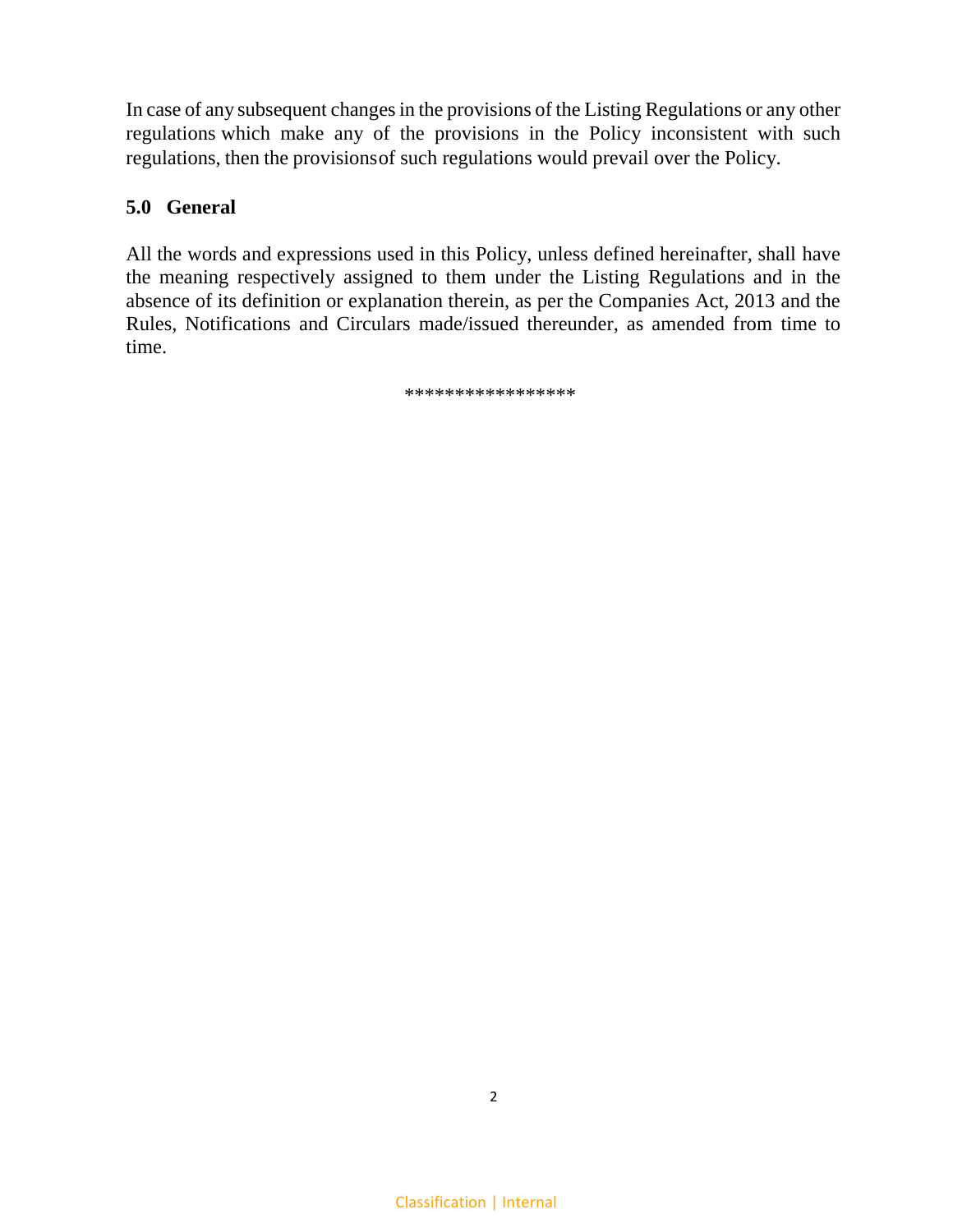In case of any subsequent changes in the provisions of the Listing Regulations or any other regulations which make any of the provisions in the Policy inconsistent with such regulations, then the provisions of such regulations would prevail over the Policy.

## 5.0 General

All the words and expressions used in this Policy, unless defined hereinafter, shall have the meaning respectively assigned to them under the Listing Regulations and in the absence of its definition or explanation therein, as per the Companies Act, 2013 and the Rules, Notifications and Circulars made/issued thereunder, as amended from time to time.

*****************